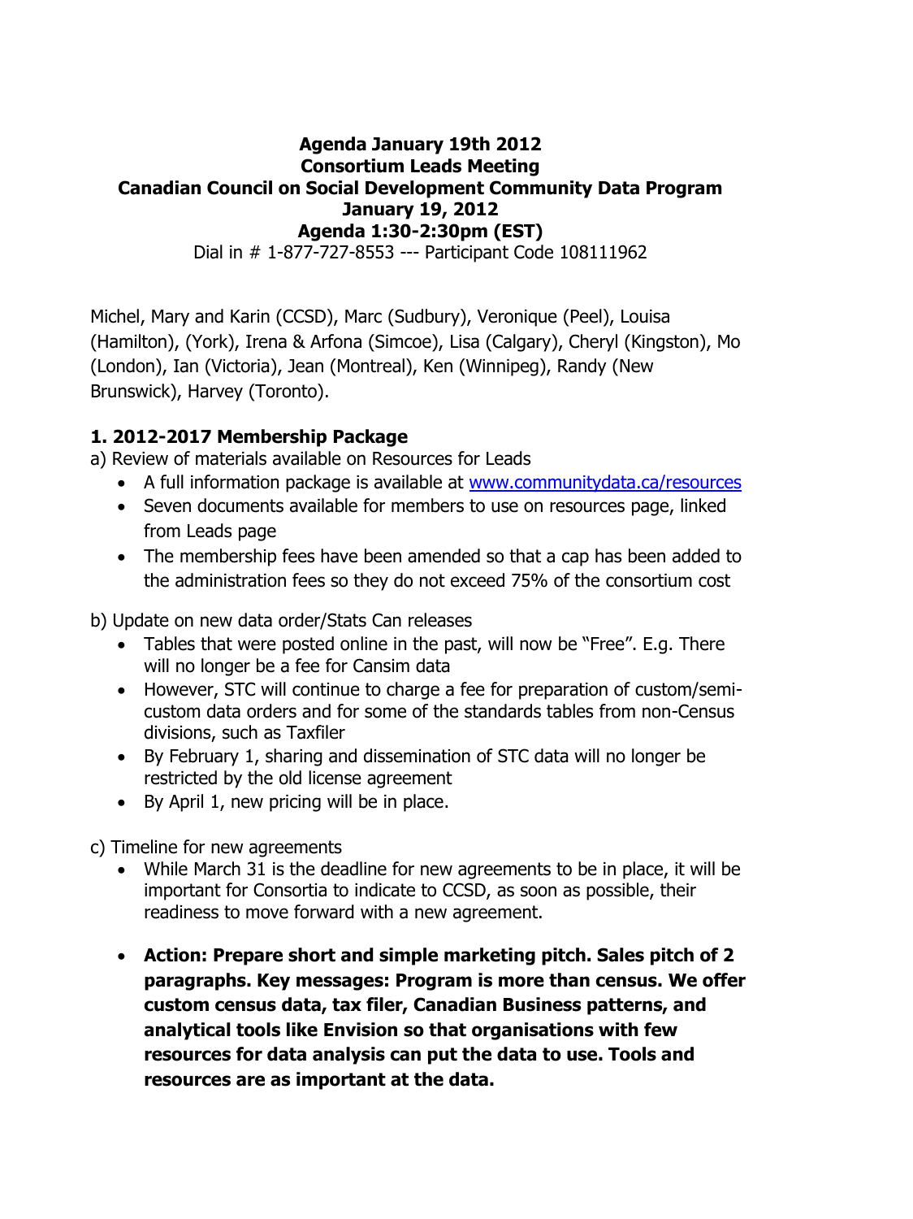**Agenda January 19th 2012**
**Consortium Leads Meeting**
**Canadian Council on Social Development Community Data Program**
**January 19, 2012**
**Agenda 1:30-2:30pm (EST)**
Dial in # 1-877-727-8553 --- Participant Code 108111962

Michel, Mary and Karin (CCSD), Marc (Sudbury), Veronique (Peel), Louisa (Hamilton), (York), Irena & Arfona (Simcoe), Lisa (Calgary), Cheryl (Kingston), Mo (London), Ian (Victoria), Jean (Montreal), Ken (Winnipeg), Randy (New Brunswick), Harvey (Toronto).

### 1. 2012-2017 Membership Package

a) Review of materials available on Resources for Leads

- A full information package is available at [www.communitydata.ca/resources](www.communitydata.ca/resources)
- Seven documents available for members to use on resources page, linked from Leads page
- The membership fees have been amended so that a cap has been added to the administration fees so they do not exceed 75% of the consortium cost

b) Update on new data order/Stats Can releases

- Tables that were posted online in the past, will now be "Free". E.g. There will no longer be a fee for Cansim data
- However, STC will continue to charge a fee for preparation of custom/semi-custom data orders and for some of the standards tables from non-Census divisions, such as Taxfiler
- By February 1, sharing and dissemination of STC data will no longer be restricted by the old license agreement
- By April 1, new pricing will be in place.

c) Timeline for new agreements

- While March 31 is the deadline for new agreements to be in place, it will be important for Consortia to indicate to CCSD, as soon as possible, their readiness to move forward with a new agreement.

- **Action: Prepare short and simple marketing pitch. Sales pitch of 2 paragraphs. Key messages: Program is more than census. We offer custom census data, tax filer, Canadian Business patterns, and analytical tools like Envision so that organisations with few resources for data analysis can put the data to use. Tools and resources are as important at the data.**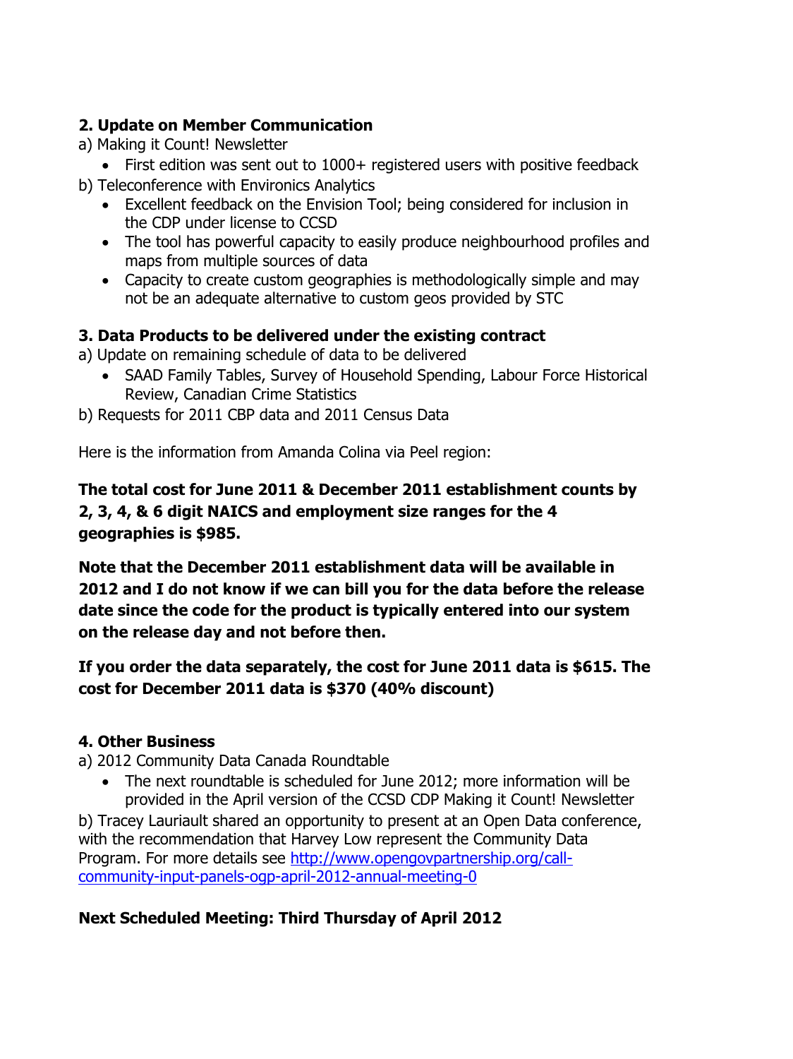**2. Update on Member Communication**

a) Making it Count! Newsletter

- First edition was sent out to 1000+ registered users with positive feedback

b) Teleconference with Environics Analytics

- Excellent feedback on the Envision Tool; being considered for inclusion in the CDP under license to CCSD
- The tool has powerful capacity to easily produce neighbourhood profiles and maps from multiple sources of data
- Capacity to create custom geographies is methodologically simple and may not be an adequate alternative to custom geos provided by STC

**3. Data Products to be delivered under the existing contract**

a) Update on remaining schedule of data to be delivered

- SAAD Family Tables, Survey of Household Spending, Labour Force Historical Review, Canadian Crime Statistics

b) Requests for 2011 CBP data and 2011 Census Data

Here is the information from Amanda Colina via Peel region:

**The total cost for June 2011 & December 2011 establishment counts by 2, 3, 4, & 6 digit NAICS and employment size ranges for the 4 geographies is $985.**

**Note that the December 2011 establishment data will be available in 2012 and I do not know if we can bill you for the data before the release date since the code for the product is typically entered into our system on the release day and not before then.**

**If you order the data separately, the cost for June 2011 data is $615. The cost for December 2011 data is $370 (40% discount)**

**4. Other Business**

a) 2012 Community Data Canada Roundtable

- The next roundtable is scheduled for June 2012; more information will be provided in the April version of the CCSD CDP Making it Count! Newsletter

b) Tracey Lauriault shared an opportunity to present at an Open Data conference, with the recommendation that Harvey Low represent the Community Data Program. For more details see [http://www.opengovpartnership.org/call-community-input-panels-ogp-april-2012-annual-meeting-0](http://www.opengovpartnership.org/call-community-input-panels-ogp-april-2012-annual-meeting-0)

**Next Scheduled Meeting: Third Thursday of April 2012**